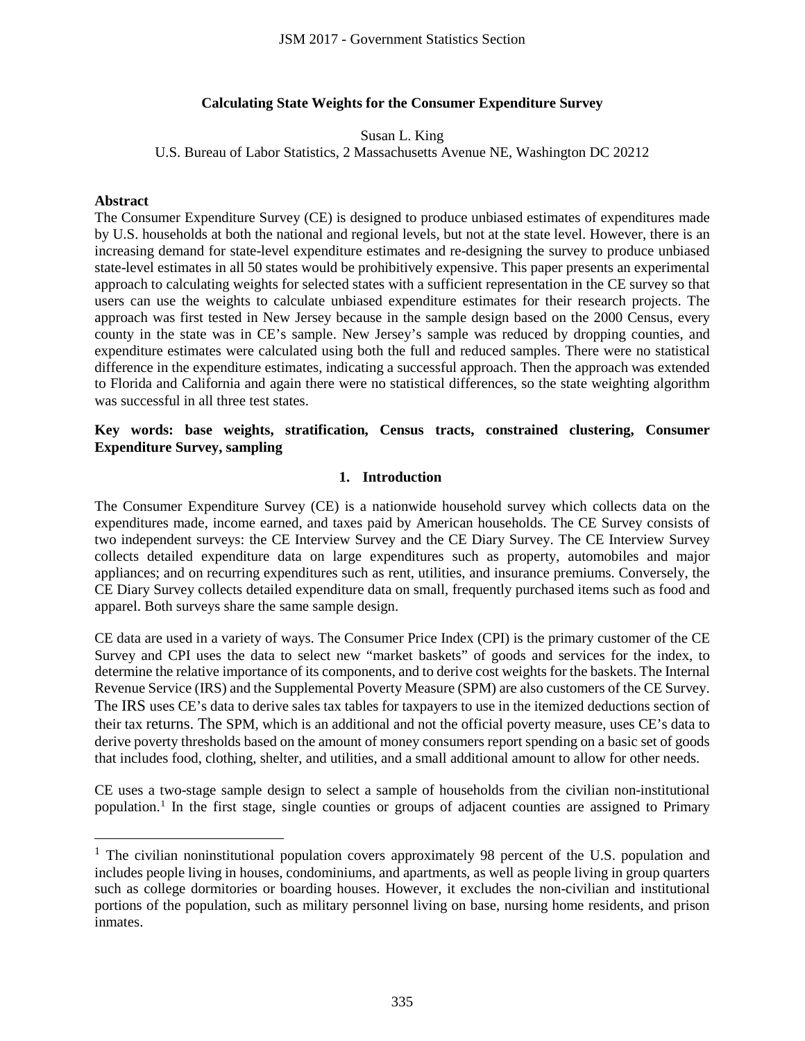# Calculating State Weights for the Consumer Expenditure Survey

Susan L. King
U.S. Bureau of Labor Statistics, 2 Massachusetts Avenue NE, Washington DC 20212

## Abstract

The Consumer Expenditure Survey (CE) is designed to produce unbiased estimates of expenditures made by U.S. households at both the national and regional levels, but not at the state level. However, there is an increasing demand for state-level expenditure estimates and re-designing the survey to produce unbiased state-level estimates in all 50 states would be prohibitively expensive. This paper presents an experimental approach to calculating weights for selected states with a sufficient representation in the CE survey so that users can use the weights to calculate unbiased expenditure estimates for their research projects. The approach was first tested in New Jersey because in the sample design based on the 2000 Census, every county in the state was in CE's sample. New Jersey's sample was reduced by dropping counties, and expenditure estimates were calculated using both the full and reduced samples. There were no statistical difference in the expenditure estimates, indicating a successful approach. Then the approach was extended to Florida and California and again there were no statistical differences, so the state weighting algorithm was successful in all three test states.

**Key words: base weights, stratification, Census tracts, constrained clustering, Consumer Expenditure Survey, sampling**

## 1. Introduction

The Consumer Expenditure Survey (CE) is a nationwide household survey which collects data on the expenditures made, income earned, and taxes paid by American households. The CE Survey consists of two independent surveys: the CE Interview Survey and the CE Diary Survey. The CE Interview Survey collects detailed expenditure data on large expenditures such as property, automobiles and major appliances; and on recurring expenditures such as rent, utilities, and insurance premiums. Conversely, the CE Diary Survey collects detailed expenditure data on small, frequently purchased items such as food and apparel. Both surveys share the same sample design.

CE data are used in a variety of ways. The Consumer Price Index (CPI) is the primary customer of the CE Survey and CPI uses the data to select new "market baskets" of goods and services for the index, to determine the relative importance of its components, and to derive cost weights for the baskets. The Internal Revenue Service (IRS) and the Supplemental Poverty Measure (SPM) are also customers of the CE Survey. The IRS uses CE's data to derive sales tax tables for taxpayers to use in the itemized deductions section of their tax returns. The SPM, which is an additional and not the official poverty measure, uses CE's data to derive poverty thresholds based on the amount of money consumers report spending on a basic set of goods that includes food, clothing, shelter, and utilities, and a small additional amount to allow for other needs.

CE uses a two-stage sample design to select a sample of households from the civilian non-institutional population.[1] In the first stage, single counties or groups of adjacent counties are assigned to Primary

[1] The civilian noninstitutional population covers approximately 98 percent of the U.S. population and includes people living in houses, condominiums, and apartments, as well as people living in group quarters such as college dormitories or boarding houses. However, it excludes the non-civilian and institutional portions of the population, such as military personnel living on base, nursing home residents, and prison inmates.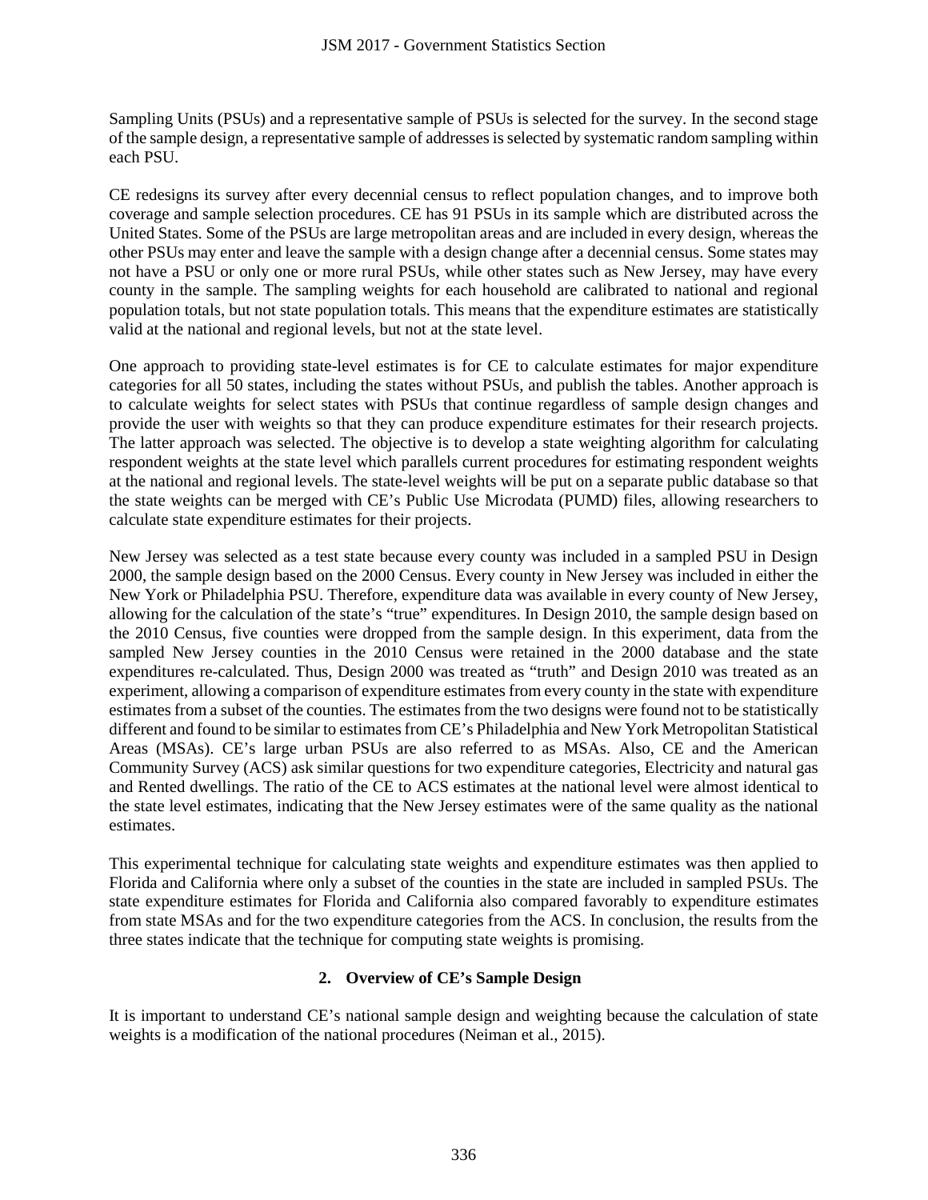Sampling Units (PSUs) and a representative sample of PSUs is selected for the survey. In the second stage of the sample design, a representative sample of addresses is selected by systematic random sampling within each PSU.

CE redesigns its survey after every decennial census to reflect population changes, and to improve both coverage and sample selection procedures. CE has 91 PSUs in its sample which are distributed across the United States. Some of the PSUs are large metropolitan areas and are included in every design, whereas the other PSUs may enter and leave the sample with a design change after a decennial census. Some states may not have a PSU or only one or more rural PSUs, while other states such as New Jersey, may have every county in the sample. The sampling weights for each household are calibrated to national and regional population totals, but not state population totals. This means that the expenditure estimates are statistically valid at the national and regional levels, but not at the state level.

One approach to providing state-level estimates is for CE to calculate estimates for major expenditure categories for all 50 states, including the states without PSUs, and publish the tables. Another approach is to calculate weights for select states with PSUs that continue regardless of sample design changes and provide the user with weights so that they can produce expenditure estimates for their research projects. The latter approach was selected. The objective is to develop a state weighting algorithm for calculating respondent weights at the state level which parallels current procedures for estimating respondent weights at the national and regional levels. The state-level weights will be put on a separate public database so that the state weights can be merged with CE's Public Use Microdata (PUMD) files, allowing researchers to calculate state expenditure estimates for their projects.

New Jersey was selected as a test state because every county was included in a sampled PSU in Design 2000, the sample design based on the 2000 Census. Every county in New Jersey was included in either the New York or Philadelphia PSU. Therefore, expenditure data was available in every county of New Jersey, allowing for the calculation of the state's "true" expenditures. In Design 2010, the sample design based on the 2010 Census, five counties were dropped from the sample design. In this experiment, data from the sampled New Jersey counties in the 2010 Census were retained in the 2000 database and the state expenditures re-calculated. Thus, Design 2000 was treated as "truth" and Design 2010 was treated as an experiment, allowing a comparison of expenditure estimates from every county in the state with expenditure estimates from a subset of the counties. The estimates from the two designs were found not to be statistically different and found to be similar to estimates from CE's Philadelphia and New York Metropolitan Statistical Areas (MSAs). CE's large urban PSUs are also referred to as MSAs. Also, CE and the American Community Survey (ACS) ask similar questions for two expenditure categories, Electricity and natural gas and Rented dwellings. The ratio of the CE to ACS estimates at the national level were almost identical to the state level estimates, indicating that the New Jersey estimates were of the same quality as the national estimates.

This experimental technique for calculating state weights and expenditure estimates was then applied to Florida and California where only a subset of the counties in the state are included in sampled PSUs. The state expenditure estimates for Florida and California also compared favorably to expenditure estimates from state MSAs and for the two expenditure categories from the ACS. In conclusion, the results from the three states indicate that the technique for computing state weights is promising.

## 2. Overview of CE's Sample Design

It is important to understand CE's national sample design and weighting because the calculation of state weights is a modification of the national procedures (Neiman et al., 2015).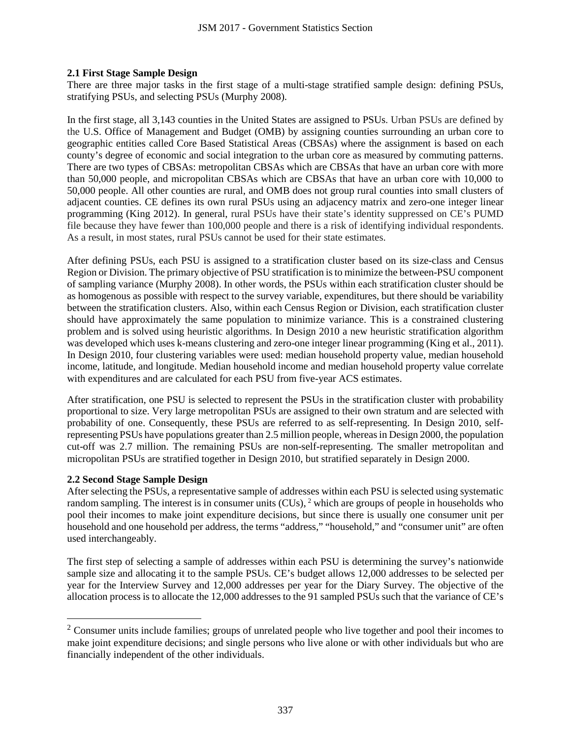### 2.1 First Stage Sample Design

There are three major tasks in the first stage of a multi-stage stratified sample design: defining PSUs, stratifying PSUs, and selecting PSUs (Murphy 2008).

In the first stage, all 3,143 counties in the United States are assigned to PSUs. Urban PSUs are defined by the U.S. Office of Management and Budget (OMB) by assigning counties surrounding an urban core to geographic entities called Core Based Statistical Areas (CBSAs) where the assignment is based on each county's degree of economic and social integration to the urban core as measured by commuting patterns. There are two types of CBSAs: metropolitan CBSAs which are CBSAs that have an urban core with more than 50,000 people, and micropolitan CBSAs which are CBSAs that have an urban core with 10,000 to 50,000 people. All other counties are rural, and OMB does not group rural counties into small clusters of adjacent counties. CE defines its own rural PSUs using an adjacency matrix and zero-one integer linear programming (King 2012). In general, rural PSUs have their state's identity suppressed on CE's PUMD file because they have fewer than 100,000 people and there is a risk of identifying individual respondents. As a result, in most states, rural PSUs cannot be used for their state estimates.

After defining PSUs, each PSU is assigned to a stratification cluster based on its size-class and Census Region or Division. The primary objective of PSU stratification is to minimize the between-PSU component of sampling variance (Murphy 2008). In other words, the PSUs within each stratification cluster should be as homogenous as possible with respect to the survey variable, expenditures, but there should be variability between the stratification clusters. Also, within each Census Region or Division, each stratification cluster should have approximately the same population to minimize variance. This is a constrained clustering problem and is solved using heuristic algorithms. In Design 2010 a new heuristic stratification algorithm was developed which uses k-means clustering and zero-one integer linear programming (King et al., 2011). In Design 2010, four clustering variables were used: median household property value, median household income, latitude, and longitude. Median household income and median household property value correlate with expenditures and are calculated for each PSU from five-year ACS estimates.

After stratification, one PSU is selected to represent the PSUs in the stratification cluster with probability proportional to size. Very large metropolitan PSUs are assigned to their own stratum and are selected with probability of one. Consequently, these PSUs are referred to as self-representing. In Design 2010, self-representing PSUs have populations greater than 2.5 million people, whereas in Design 2000, the population cut-off was 2.7 million. The remaining PSUs are non-self-representing. The smaller metropolitan and micropolitan PSUs are stratified together in Design 2010, but stratified separately in Design 2000.

### 2.2 Second Stage Sample Design

After selecting the PSUs, a representative sample of addresses within each PSU is selected using systematic random sampling. The interest is in consumer units (CUs), [2] which are groups of people in households who pool their incomes to make joint expenditure decisions, but since there is usually one consumer unit per household and one household per address, the terms "address," "household," and "consumer unit" are often used interchangeably.

The first step of selecting a sample of addresses within each PSU is determining the survey's nationwide sample size and allocating it to the sample PSUs. CE's budget allows 12,000 addresses to be selected per year for the Interview Survey and 12,000 addresses per year for the Diary Survey. The objective of the allocation process is to allocate the 12,000 addresses to the 91 sampled PSUs such that the variance of CE's

[2] Consumer units include families; groups of unrelated people who live together and pool their incomes to make joint expenditure decisions; and single persons who live alone or with other individuals but who are financially independent of the other individuals.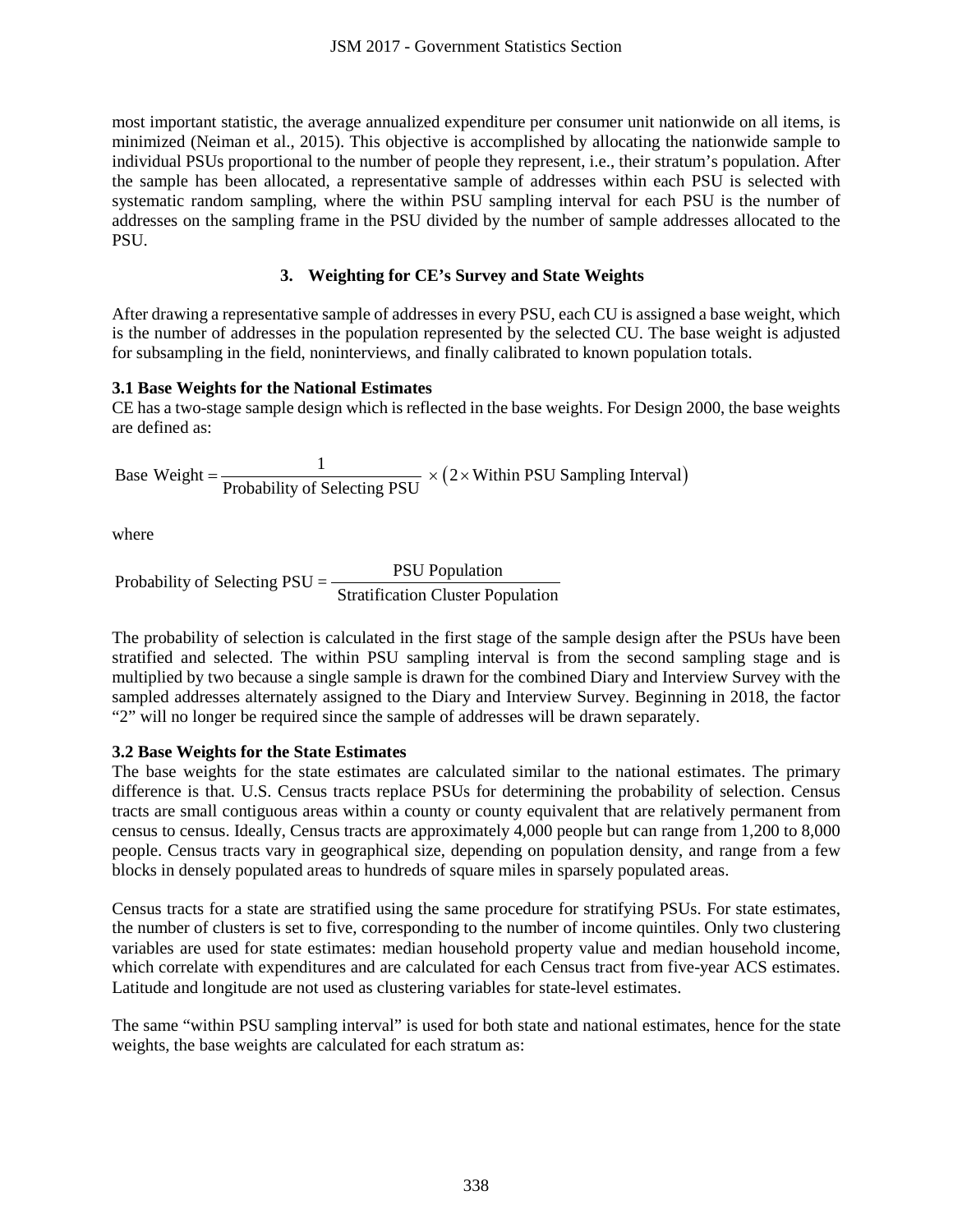most important statistic, the average annualized expenditure per consumer unit nationwide on all items, is minimized (Neiman et al., 2015). This objective is accomplished by allocating the nationwide sample to individual PSUs proportional to the number of people they represent, i.e., their stratum's population. After the sample has been allocated, a representative sample of addresses within each PSU is selected with systematic random sampling, where the within PSU sampling interval for each PSU is the number of addresses on the sampling frame in the PSU divided by the number of sample addresses allocated to the PSU.

## 3. Weighting for CE's Survey and State Weights

After drawing a representative sample of addresses in every PSU, each CU is assigned a base weight, which is the number of addresses in the population represented by the selected CU. The base weight is adjusted for subsampling in the field, noninterviews, and finally calibrated to known population totals.

### 3.1 Base Weights for the National Estimates

CE has a two-stage sample design which is reflected in the base weights. For Design 2000, the base weights are defined as:

$$\text{Base Weight} = \frac{1}{\text{Probability of Selecting PSU}} \times \left(2 \times \text{Within PSU Sampling Interval}\right)$$

where

$$\text{Probability of Selecting PSU} = \frac{\text{PSU Population}}{\text{Stratification Cluster Population}}$$

The probability of selection is calculated in the first stage of the sample design after the PSUs have been stratified and selected. The within PSU sampling interval is from the second sampling stage and is multiplied by two because a single sample is drawn for the combined Diary and Interview Survey with the sampled addresses alternately assigned to the Diary and Interview Survey. Beginning in 2018, the factor "2" will no longer be required since the sample of addresses will be drawn separately.

### 3.2 Base Weights for the State Estimates

The base weights for the state estimates are calculated similar to the national estimates. The primary difference is that. U.S. Census tracts replace PSUs for determining the probability of selection. Census tracts are small contiguous areas within a county or county equivalent that are relatively permanent from census to census. Ideally, Census tracts are approximately 4,000 people but can range from 1,200 to 8,000 people. Census tracts vary in geographical size, depending on population density, and range from a few blocks in densely populated areas to hundreds of square miles in sparsely populated areas.

Census tracts for a state are stratified using the same procedure for stratifying PSUs. For state estimates, the number of clusters is set to five, corresponding to the number of income quintiles. Only two clustering variables are used for state estimates: median household property value and median household income, which correlate with expenditures and are calculated for each Census tract from five-year ACS estimates. Latitude and longitude are not used as clustering variables for state-level estimates.

The same "within PSU sampling interval" is used for both state and national estimates, hence for the state weights, the base weights are calculated for each stratum as: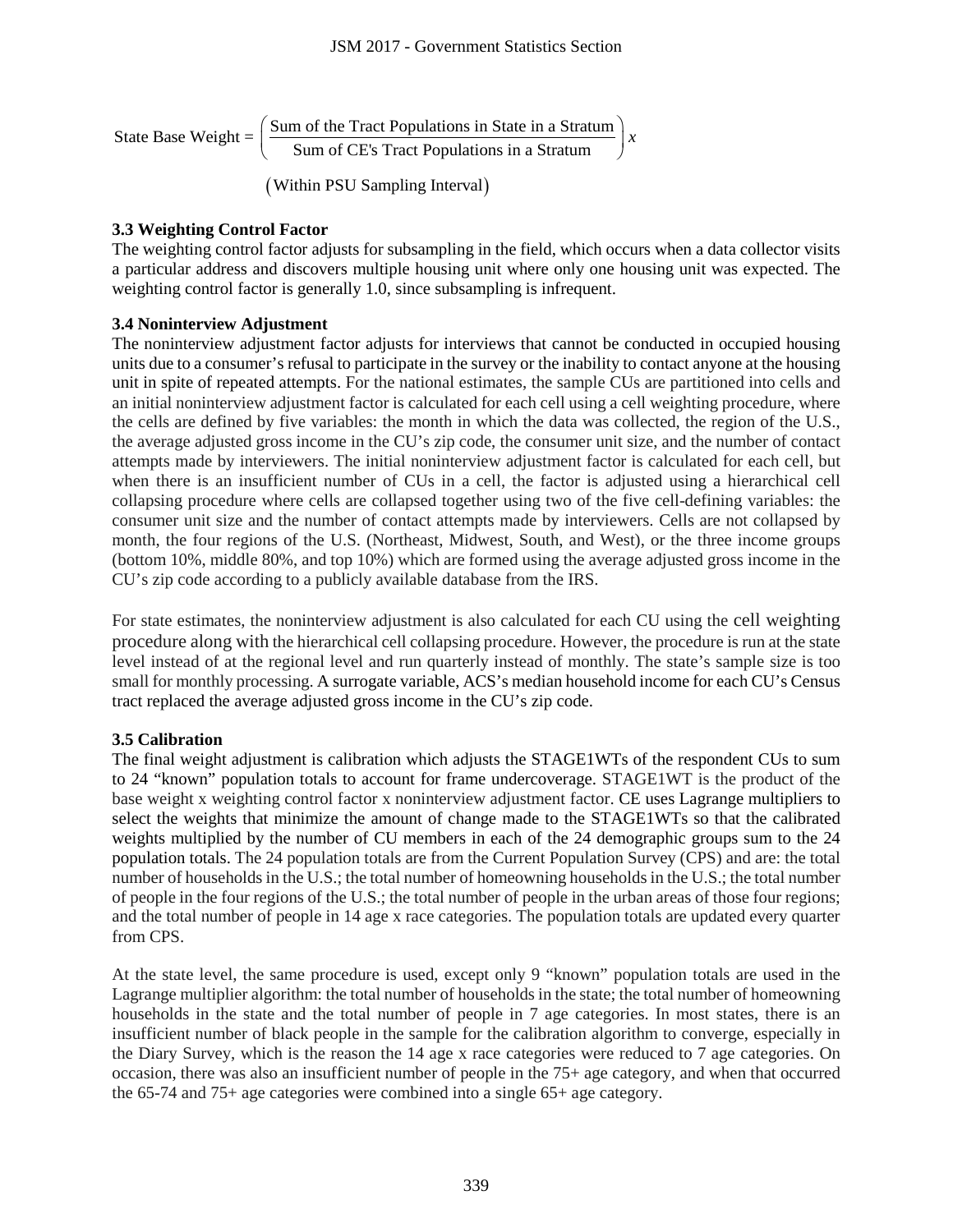$$\text{State Base Weight} = \left( \frac{\text{Sum of the Tract Populations in State in a Stratum}}{\text{Sum of CE's Tract Populations in a Stratum}} \right) x$$

$$(\text{Within PSU Sampling Interval})$$

### 3.3 Weighting Control Factor

The weighting control factor adjusts for subsampling in the field, which occurs when a data collector visits a particular address and discovers multiple housing unit where only one housing unit was expected. The weighting control factor is generally 1.0, since subsampling is infrequent.

### 3.4 Noninterview Adjustment

The noninterview adjustment factor adjusts for interviews that cannot be conducted in occupied housing units due to a consumer's refusal to participate in the survey or the inability to contact anyone at the housing unit in spite of repeated attempts. For the national estimates, the sample CUs are partitioned into cells and an initial noninterview adjustment factor is calculated for each cell using a cell weighting procedure, where the cells are defined by five variables: the month in which the data was collected, the region of the U.S., the average adjusted gross income in the CU's zip code, the consumer unit size, and the number of contact attempts made by interviewers. The initial noninterview adjustment factor is calculated for each cell, but when there is an insufficient number of CUs in a cell, the factor is adjusted using a hierarchical cell collapsing procedure where cells are collapsed together using two of the five cell-defining variables: the consumer unit size and the number of contact attempts made by interviewers. Cells are not collapsed by month, the four regions of the U.S. (Northeast, Midwest, South, and West), or the three income groups (bottom 10%, middle 80%, and top 10%) which are formed using the average adjusted gross income in the CU's zip code according to a publicly available database from the IRS.

For state estimates, the noninterview adjustment is also calculated for each CU using the cell weighting procedure along with the hierarchical cell collapsing procedure. However, the procedure is run at the state level instead of at the regional level and run quarterly instead of monthly. The state's sample size is too small for monthly processing. A surrogate variable, ACS's median household income for each CU's Census tract replaced the average adjusted gross income in the CU's zip code.

### 3.5 Calibration

The final weight adjustment is calibration which adjusts the STAGE1WTs of the respondent CUs to sum to 24 "known" population totals to account for frame undercoverage. STAGE1WT is the product of the base weight x weighting control factor x noninterview adjustment factor. CE uses Lagrange multipliers to select the weights that minimize the amount of change made to the STAGE1WTs so that the calibrated weights multiplied by the number of CU members in each of the 24 demographic groups sum to the 24 population totals. The 24 population totals are from the Current Population Survey (CPS) and are: the total number of households in the U.S.; the total number of homeowning households in the U.S.; the total number of people in the four regions of the U.S.; the total number of people in the urban areas of those four regions; and the total number of people in 14 age x race categories. The population totals are updated every quarter from CPS.

At the state level, the same procedure is used, except only 9 "known" population totals are used in the Lagrange multiplier algorithm: the total number of households in the state; the total number of homeowning households in the state and the total number of people in 7 age categories. In most states, there is an insufficient number of black people in the sample for the calibration algorithm to converge, especially in the Diary Survey, which is the reason the 14 age x race categories were reduced to 7 age categories. On occasion, there was also an insufficient number of people in the 75+ age category, and when that occurred the 65-74 and 75+ age categories were combined into a single 65+ age category.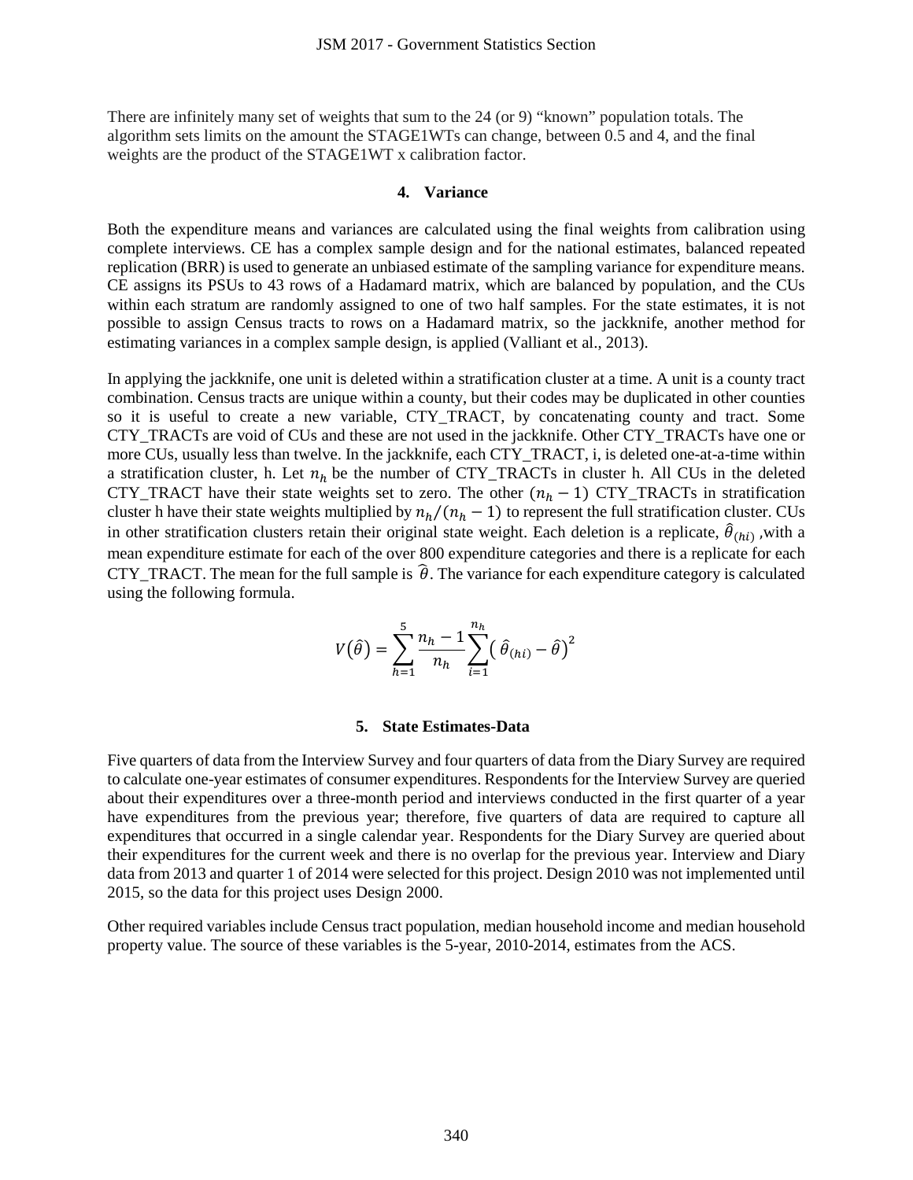There are infinitely many set of weights that sum to the 24 (or 9) "known" population totals. The algorithm sets limits on the amount the STAGE1WTs can change, between 0.5 and 4, and the final weights are the product of the STAGE1WT x calibration factor.

## 4. Variance

Both the expenditure means and variances are calculated using the final weights from calibration using complete interviews. CE has a complex sample design and for the national estimates, balanced repeated replication (BRR) is used to generate an unbiased estimate of the sampling variance for expenditure means. CE assigns its PSUs to 43 rows of a Hadamard matrix, which are balanced by population, and the CUs within each stratum are randomly assigned to one of two half samples. For the state estimates, it is not possible to assign Census tracts to rows on a Hadamard matrix, so the jackknife, another method for estimating variances in a complex sample design, is applied (Valliant et al., 2013).

In applying the jackknife, one unit is deleted within a stratification cluster at a time. A unit is a county tract combination. Census tracts are unique within a county, but their codes may be duplicated in other counties so it is useful to create a new variable, CTY_TRACT, by concatenating county and tract. Some CTY_TRACTs are void of CUs and these are not used in the jackknife. Other CTY_TRACTs have one or more CUs, usually less than twelve. In the jackknife, each CTY_TRACT, i, is deleted one-at-a-time within a stratification cluster, h. Let $n_h$ be the number of CTY_TRACTs in cluster h. All CUs in the deleted CTY_TRACT have their state weights set to zero. The other $(n_h - 1)$ CTY_TRACTs in stratification cluster h have their state weights multiplied by $n_h/(n_h - 1)$ to represent the full stratification cluster. CUs in other stratification clusters retain their original state weight. Each deletion is a replicate, $\hat{\theta}_{(hi)}$ ,with a mean expenditure estimate for each of the over 800 expenditure categories and there is a replicate for each CTY_TRACT. The mean for the full sample is $\hat{\theta}$. The variance for each expenditure category is calculated using the following formula.

$$V(\hat{\theta}) = \sum_{h=1}^{5} \frac{n_h - 1}{n_h} \sum_{i=1}^{n_h} \left( \hat{\theta}_{(hi)} - \hat{\theta} \right)^2$$

## 5. State Estimates-Data

Five quarters of data from the Interview Survey and four quarters of data from the Diary Survey are required to calculate one-year estimates of consumer expenditures. Respondents for the Interview Survey are queried about their expenditures over a three-month period and interviews conducted in the first quarter of a year have expenditures from the previous year; therefore, five quarters of data are required to capture all expenditures that occurred in a single calendar year. Respondents for the Diary Survey are queried about their expenditures for the current week and there is no overlap for the previous year. Interview and Diary data from 2013 and quarter 1 of 2014 were selected for this project. Design 2010 was not implemented until 2015, so the data for this project uses Design 2000.

Other required variables include Census tract population, median household income and median household property value. The source of these variables is the 5-year, 2010-2014, estimates from the ACS.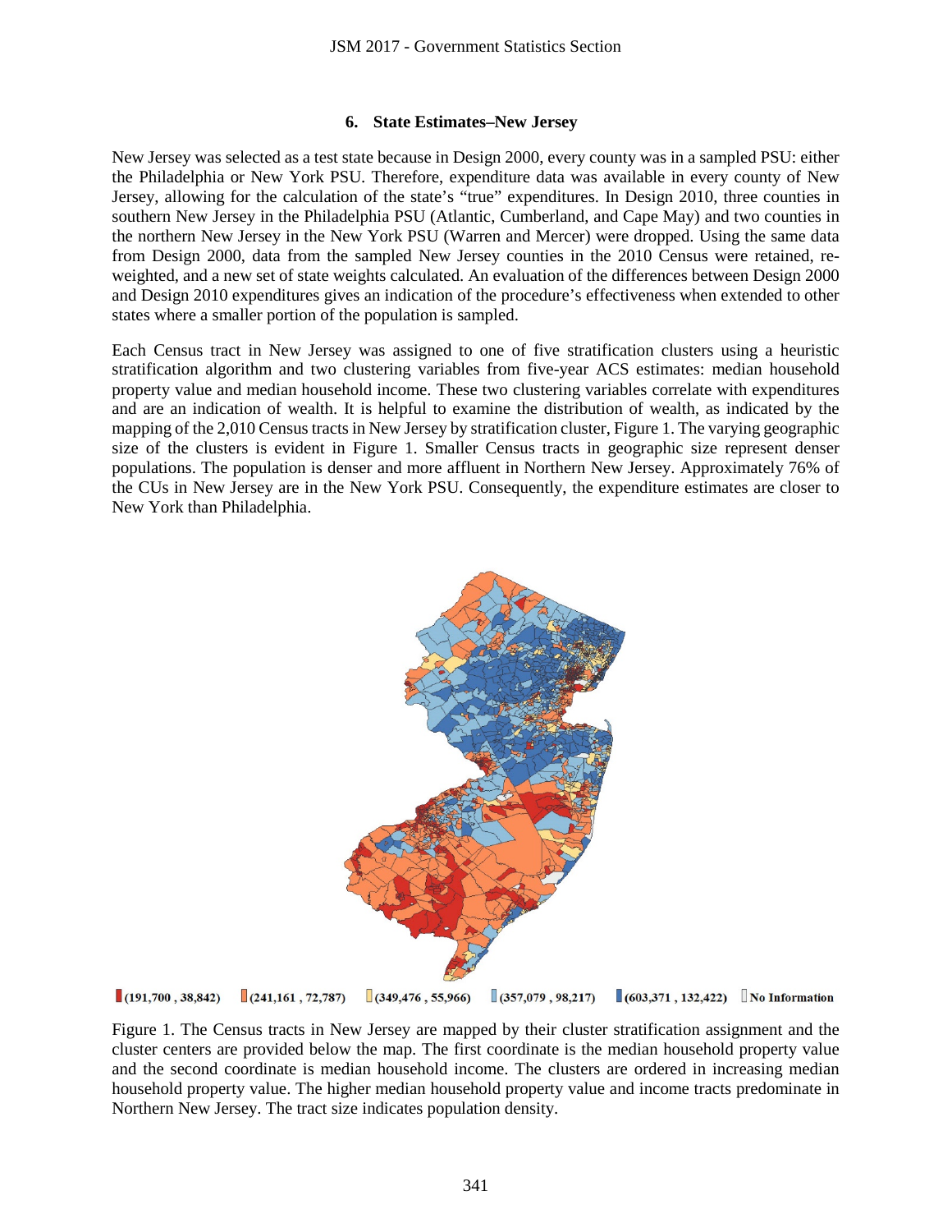## 6. State Estimates–New Jersey

New Jersey was selected as a test state because in Design 2000, every county was in a sampled PSU: either the Philadelphia or New York PSU. Therefore, expenditure data was available in every county of New Jersey, allowing for the calculation of the state's "true" expenditures. In Design 2010, three counties in southern New Jersey in the Philadelphia PSU (Atlantic, Cumberland, and Cape May) and two counties in the northern New Jersey in the New York PSU (Warren and Mercer) were dropped. Using the same data from Design 2000, data from the sampled New Jersey counties in the 2010 Census were retained, re-weighted, and a new set of state weights calculated. An evaluation of the differences between Design 2000 and Design 2010 expenditures gives an indication of the procedure's effectiveness when extended to other states where a smaller portion of the population is sampled.

Each Census tract in New Jersey was assigned to one of five stratification clusters using a heuristic stratification algorithm and two clustering variables from five-year ACS estimates: median household property value and median household income. These two clustering variables correlate with expenditures and are an indication of wealth. It is helpful to examine the distribution of wealth, as indicated by the mapping of the 2,010 Census tracts in New Jersey by stratification cluster, Figure 1. The varying geographic size of the clusters is evident in Figure 1. Smaller Census tracts in geographic size represent denser populations. The population is denser and more affluent in Northern New Jersey. Approximately 76% of the CUs in New Jersey are in the New York PSU. Consequently, the expenditure estimates are closer to New York than Philadelphia.

(191,700 , 38,842)
(241,161 , 72,787)
(349,476 , 55,966)
(357,079 , 98,217)
(603,371 , 132,422)
No Information

Figure 1. The Census tracts in New Jersey are mapped by their cluster stratification assignment and the cluster centers are provided below the map. The first coordinate is the median household property value and the second coordinate is median household income. The clusters are ordered in increasing median household property value. The higher median household property value and income tracts predominate in Northern New Jersey. The tract size indicates population density.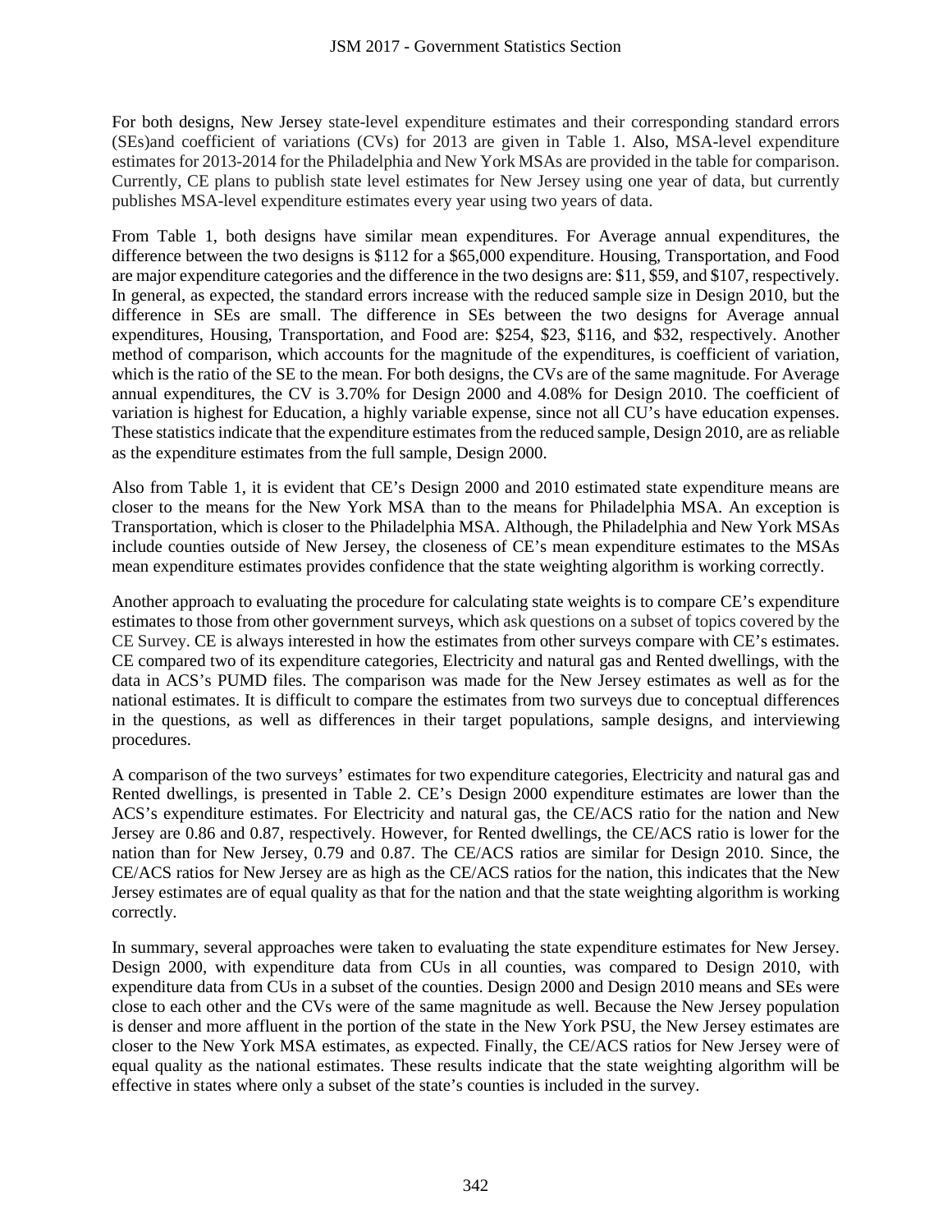For both designs, New Jersey state-level expenditure estimates and their corresponding standard errors (SEs)and coefficient of variations (CVs) for 2013 are given in Table 1. Also, MSA-level expenditure estimates for 2013-2014 for the Philadelphia and New York MSAs are provided in the table for comparison. Currently, CE plans to publish state level estimates for New Jersey using one year of data, but currently publishes MSA-level expenditure estimates every year using two years of data.

From Table 1, both designs have similar mean expenditures. For Average annual expenditures, the difference between the two designs is $112 for a $65,000 expenditure. Housing, Transportation, and Food are major expenditure categories and the difference in the two designs are: $11, $59, and $107, respectively. In general, as expected, the standard errors increase with the reduced sample size in Design 2010, but the difference in SEs are small. The difference in SEs between the two designs for Average annual expenditures, Housing, Transportation, and Food are: $254, $23, $116, and $32, respectively. Another method of comparison, which accounts for the magnitude of the expenditures, is coefficient of variation, which is the ratio of the SE to the mean. For both designs, the CVs are of the same magnitude. For Average annual expenditures, the CV is 3.70% for Design 2000 and 4.08% for Design 2010. The coefficient of variation is highest for Education, a highly variable expense, since not all CU's have education expenses. These statistics indicate that the expenditure estimates from the reduced sample, Design 2010, are as reliable as the expenditure estimates from the full sample, Design 2000.

Also from Table 1, it is evident that CE's Design 2000 and 2010 estimated state expenditure means are closer to the means for the New York MSA than to the means for Philadelphia MSA. An exception is Transportation, which is closer to the Philadelphia MSA. Although, the Philadelphia and New York MSAs include counties outside of New Jersey, the closeness of CE's mean expenditure estimates to the MSAs mean expenditure estimates provides confidence that the state weighting algorithm is working correctly.

Another approach to evaluating the procedure for calculating state weights is to compare CE's expenditure estimates to those from other government surveys, which ask questions on a subset of topics covered by the CE Survey. CE is always interested in how the estimates from other surveys compare with CE's estimates. CE compared two of its expenditure categories, Electricity and natural gas and Rented dwellings, with the data in ACS's PUMD files. The comparison was made for the New Jersey estimates as well as for the national estimates. It is difficult to compare the estimates from two surveys due to conceptual differences in the questions, as well as differences in their target populations, sample designs, and interviewing procedures.

A comparison of the two surveys' estimates for two expenditure categories, Electricity and natural gas and Rented dwellings, is presented in Table 2. CE's Design 2000 expenditure estimates are lower than the ACS's expenditure estimates. For Electricity and natural gas, the CE/ACS ratio for the nation and New Jersey are 0.86 and 0.87, respectively. However, for Rented dwellings, the CE/ACS ratio is lower for the nation than for New Jersey, 0.79 and 0.87. The CE/ACS ratios are similar for Design 2010. Since, the CE/ACS ratios for New Jersey are as high as the CE/ACS ratios for the nation, this indicates that the New Jersey estimates are of equal quality as that for the nation and that the state weighting algorithm is working correctly.

In summary, several approaches were taken to evaluating the state expenditure estimates for New Jersey. Design 2000, with expenditure data from CUs in all counties, was compared to Design 2010, with expenditure data from CUs in a subset of the counties. Design 2000 and Design 2010 means and SEs were close to each other and the CVs were of the same magnitude as well. Because the New Jersey population is denser and more affluent in the portion of the state in the New York PSU, the New Jersey estimates are closer to the New York MSA estimates, as expected. Finally, the CE/ACS ratios for New Jersey were of equal quality as the national estimates. These results indicate that the state weighting algorithm will be effective in states where only a subset of the state's counties is included in the survey.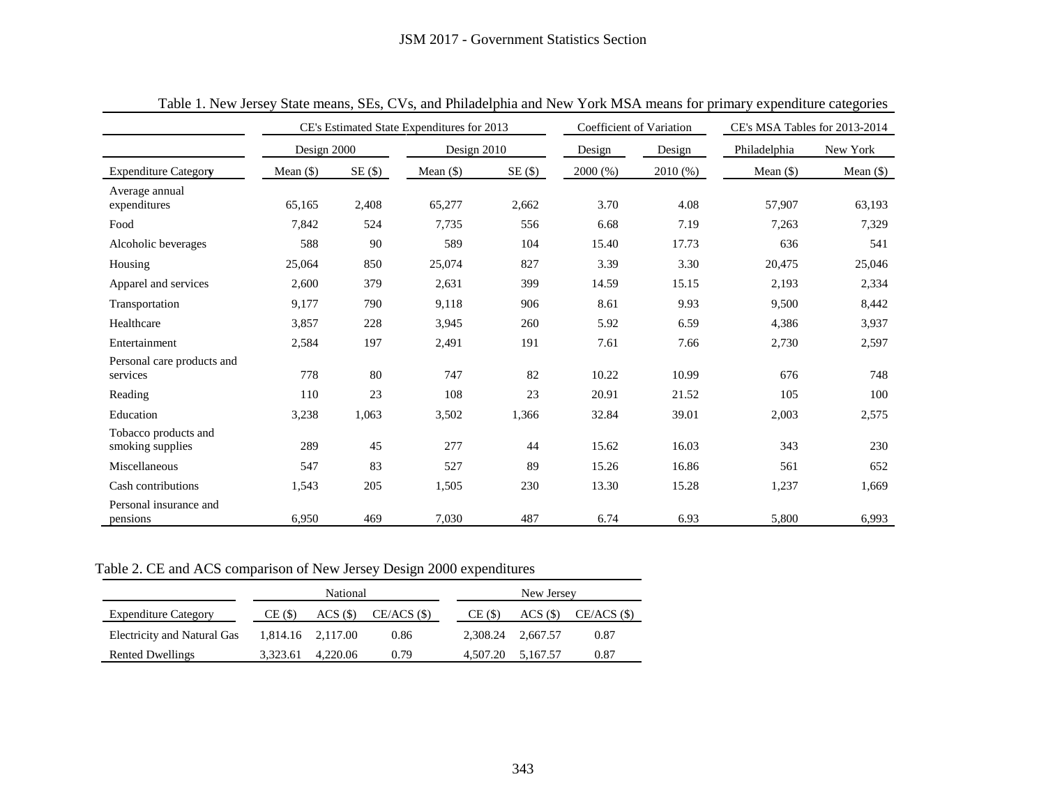Table 1. New Jersey State means, SEs, CVs, and Philadelphia and New York MSA means for primary expenditure categories

| | CE's Estimated State Expenditures for 2013 | | | | Coefficient of Variation | | CE's MSA Tables for 2013-2014 | |
|---|---|---|---|---|---|---|---|---|
| | Design 2000 | | Design 2010 | | Design | Design | Philadelphia | New York |
| Expenditure Category | Mean ($) | SE ($) | Mean ($) | SE ($) | 2000 (%) | 2010 (%) | Mean ($) | Mean ($) |
| Average annual expenditures | 65,165 | 2,408 | 65,277 | 2,662 | 3.70 | 4.08 | 57,907 | 63,193 |
| Food | 7,842 | 524 | 7,735 | 556 | 6.68 | 7.19 | 7,263 | 7,329 |
| Alcoholic beverages | 588 | 90 | 589 | 104 | 15.40 | 17.73 | 636 | 541 |
| Housing | 25,064 | 850 | 25,074 | 827 | 3.39 | 3.30 | 20,475 | 25,046 |
| Apparel and services | 2,600 | 379 | 2,631 | 399 | 14.59 | 15.15 | 2,193 | 2,334 |
| Transportation | 9,177 | 790 | 9,118 | 906 | 8.61 | 9.93 | 9,500 | 8,442 |
| Healthcare | 3,857 | 228 | 3,945 | 260 | 5.92 | 6.59 | 4,386 | 3,937 |
| Entertainment | 2,584 | 197 | 2,491 | 191 | 7.61 | 7.66 | 2,730 | 2,597 |
| Personal care products and services | 778 | 80 | 747 | 82 | 10.22 | 10.99 | 676 | 748 |
| Reading | 110 | 23 | 108 | 23 | 20.91 | 21.52 | 105 | 100 |
| Education | 3,238 | 1,063 | 3,502 | 1,366 | 32.84 | 39.01 | 2,003 | 2,575 |
| Tobacco products and smoking supplies | 289 | 45 | 277 | 44 | 15.62 | 16.03 | 343 | 230 |
| Miscellaneous | 547 | 83 | 527 | 89 | 15.26 | 16.86 | 561 | 652 |
| Cash contributions | 1,543 | 205 | 1,505 | 230 | 13.30 | 15.28 | 1,237 | 1,669 |
| Personal insurance and pensions | 6,950 | 469 | 7,030 | 487 | 6.74 | 6.93 | 5,800 | 6,993 |

Table 2. CE and ACS comparison of New Jersey Design 2000 expenditures

| | National | | | New Jersey | | |
|---|---|---|---|---|---|---|
| Expenditure Category | CE ($) | ACS ($) | CE/ACS ($) | CE ($) | ACS ($) | CE/ACS ($) |
| Electricity and Natural Gas | 1,814.16 | 2,117.00 | 0.86 | 2,308.24 | 2,667.57 | 0.87 |
| Rented Dwellings | 3,323.61 | 4,220.06 | 0.79 | 4,507.20 | 5,167.57 | 0.87 |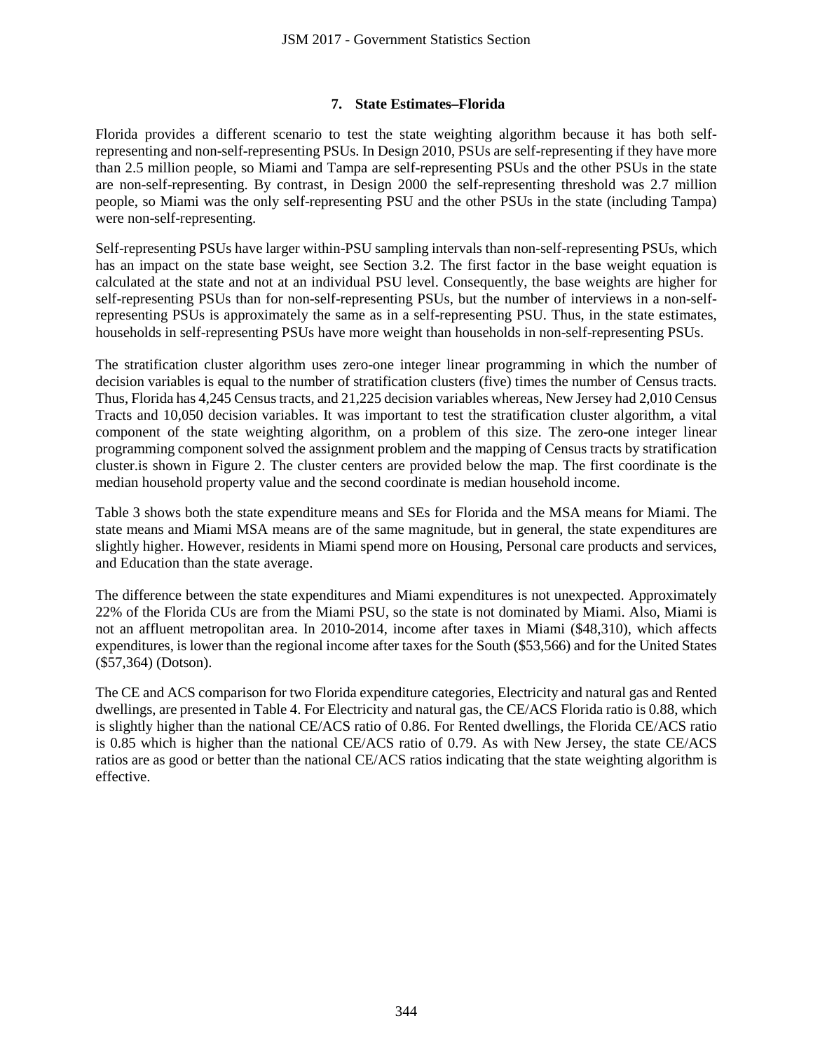## 7. State Estimates–Florida

Florida provides a different scenario to test the state weighting algorithm because it has both self-representing and non-self-representing PSUs. In Design 2010, PSUs are self-representing if they have more than 2.5 million people, so Miami and Tampa are self-representing PSUs and the other PSUs in the state are non-self-representing. By contrast, in Design 2000 the self-representing threshold was 2.7 million people, so Miami was the only self-representing PSU and the other PSUs in the state (including Tampa) were non-self-representing.

Self-representing PSUs have larger within-PSU sampling intervals than non-self-representing PSUs, which has an impact on the state base weight, see Section 3.2. The first factor in the base weight equation is calculated at the state and not at an individual PSU level. Consequently, the base weights are higher for self-representing PSUs than for non-self-representing PSUs, but the number of interviews in a non-self-representing PSUs is approximately the same as in a self-representing PSU. Thus, in the state estimates, households in self-representing PSUs have more weight than households in non-self-representing PSUs.

The stratification cluster algorithm uses zero-one integer linear programming in which the number of decision variables is equal to the number of stratification clusters (five) times the number of Census tracts. Thus, Florida has 4,245 Census tracts, and 21,225 decision variables whereas, New Jersey had 2,010 Census Tracts and 10,050 decision variables. It was important to test the stratification cluster algorithm, a vital component of the state weighting algorithm, on a problem of this size. The zero-one integer linear programming component solved the assignment problem and the mapping of Census tracts by stratification cluster.is shown in Figure 2. The cluster centers are provided below the map. The first coordinate is the median household property value and the second coordinate is median household income.

Table 3 shows both the state expenditure means and SEs for Florida and the MSA means for Miami. The state means and Miami MSA means are of the same magnitude, but in general, the state expenditures are slightly higher. However, residents in Miami spend more on Housing, Personal care products and services, and Education than the state average.

The difference between the state expenditures and Miami expenditures is not unexpected. Approximately 22% of the Florida CUs are from the Miami PSU, so the state is not dominated by Miami. Also, Miami is not an affluent metropolitan area. In 2010-2014, income after taxes in Miami ($48,310), which affects expenditures, is lower than the regional income after taxes for the South ($53,566) and for the United States ($57,364) (Dotson).

The CE and ACS comparison for two Florida expenditure categories, Electricity and natural gas and Rented dwellings, are presented in Table 4. For Electricity and natural gas, the CE/ACS Florida ratio is 0.88, which is slightly higher than the national CE/ACS ratio of 0.86. For Rented dwellings, the Florida CE/ACS ratio is 0.85 which is higher than the national CE/ACS ratio of 0.79. As with New Jersey, the state CE/ACS ratios are as good or better than the national CE/ACS ratios indicating that the state weighting algorithm is effective.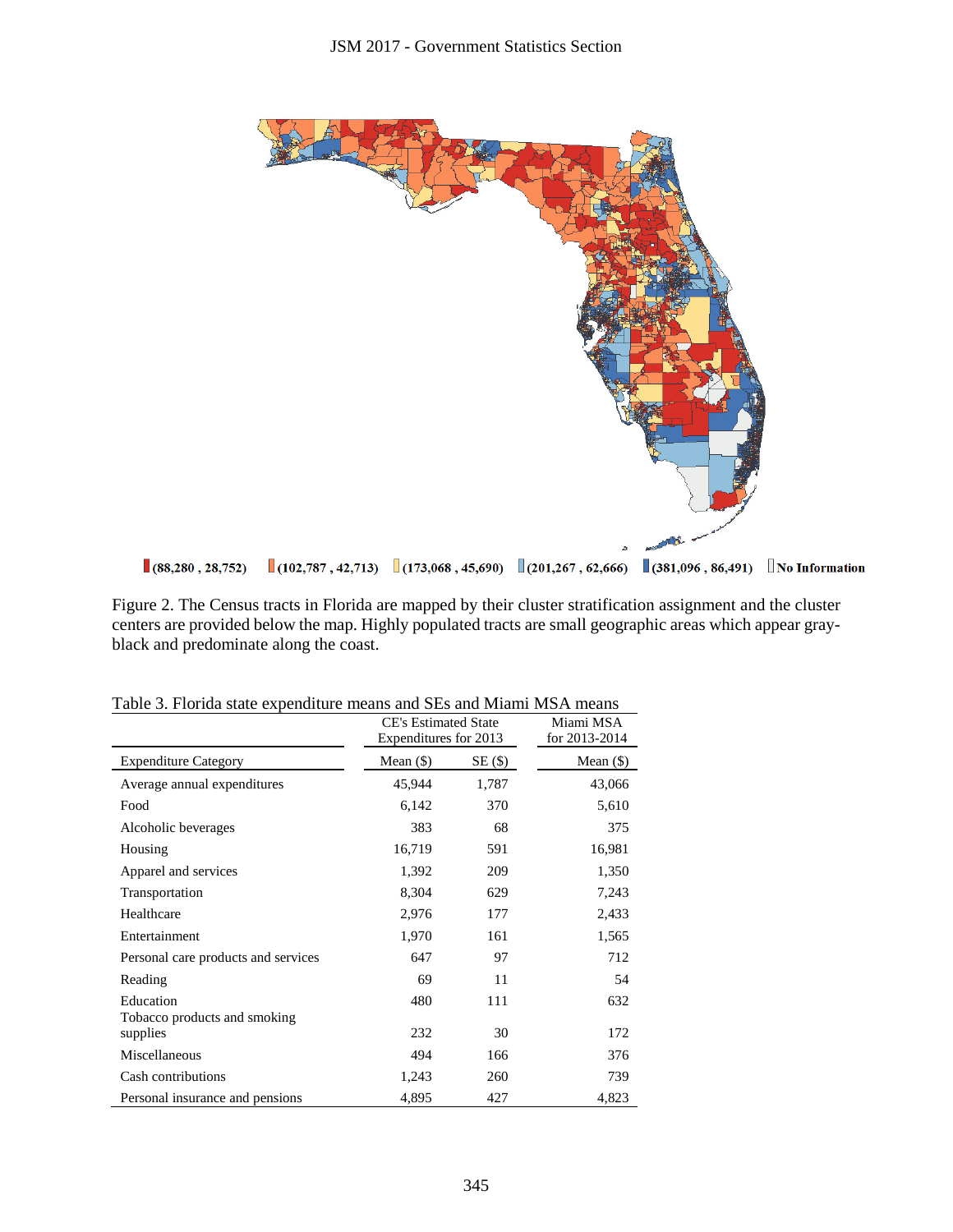(88,280 , 28,752) (102,787 , 42,713) (173,068 , 45,690) (201,267 , 62,666) (381,096 , 86,491) No Information

Figure 2. The Census tracts in Florida are mapped by their cluster stratification assignment and the cluster centers are provided below the map. Highly populated tracts are small geographic areas which appear gray-black and predominate along the coast.

Table 3. Florida state expenditure means and SEs and Miami MSA means

| | CE's Estimated State Expenditures for 2013 | | Miami MSA for 2013-2014 |
|---|---|---|---|
| Expenditure Category | Mean ($) | SE ($) | Mean ($) |
| Average annual expenditures | 45,944 | 1,787 | 43,066 |
| Food | 6,142 | 370 | 5,610 |
| Alcoholic beverages | 383 | 68 | 375 |
| Housing | 16,719 | 591 | 16,981 |
| Apparel and services | 1,392 | 209 | 1,350 |
| Transportation | 8,304 | 629 | 7,243 |
| Healthcare | 2,976 | 177 | 2,433 |
| Entertainment | 1,970 | 161 | 1,565 |
| Personal care products and services | 647 | 97 | 712 |
| Reading | 69 | 11 | 54 |
| Education | 480 | 111 | 632 |
| Tobacco products and smoking supplies | 232 | 30 | 172 |
| Miscellaneous | 494 | 166 | 376 |
| Cash contributions | 1,243 | 260 | 739 |
| Personal insurance and pensions | 4,895 | 427 | 4,823 |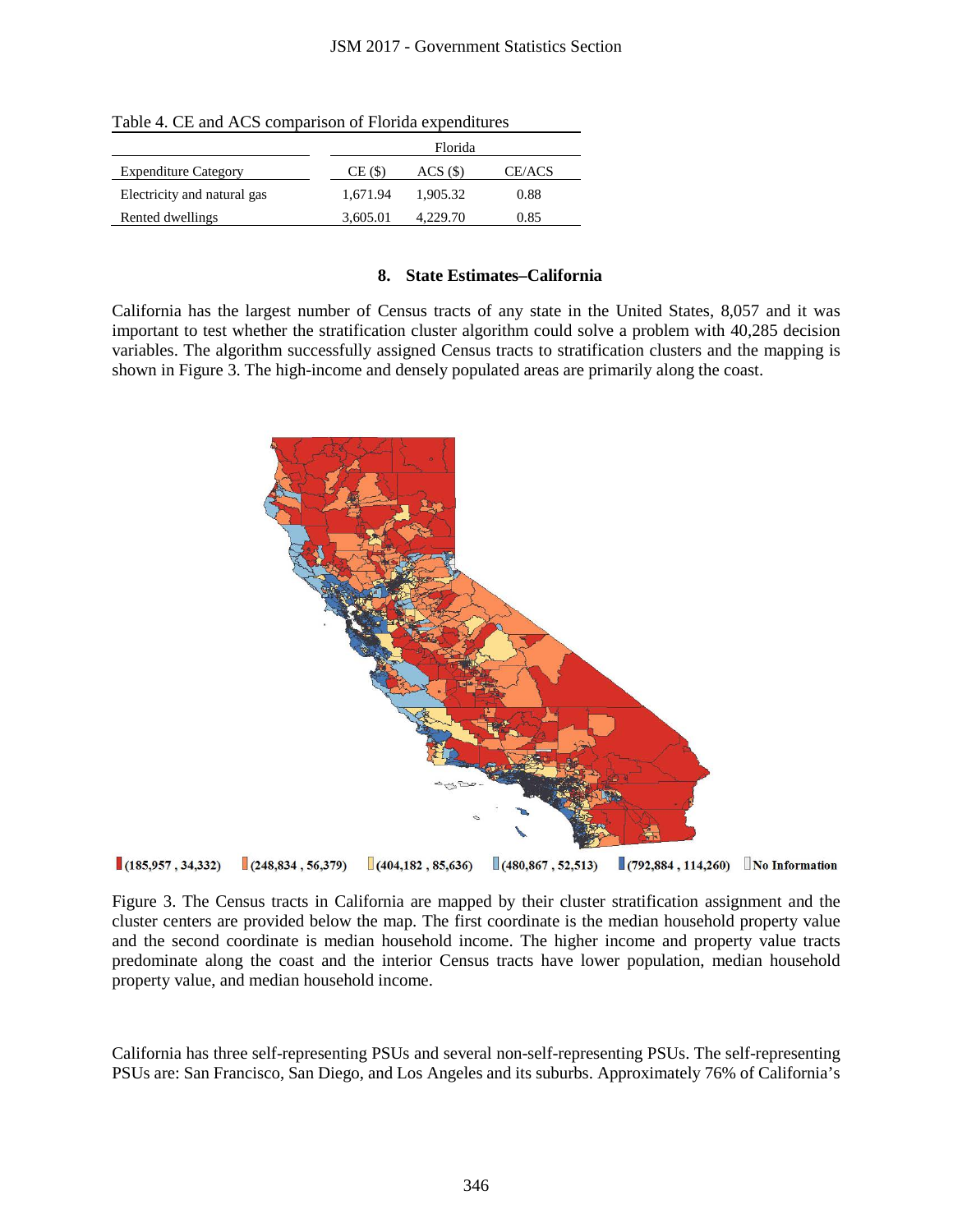Table 4. CE and ACS comparison of Florida expenditures

| | Florida | | |
|---|---|---|---|
| Expenditure Category | CE ($) | ACS ($) | CE/ACS |
| Electricity and natural gas | 1,671.94 | 1,905.32 | 0.88 |
| Rented dwellings | 3,605.01 | 4,229.70 | 0.85 |

## 8. State Estimates–California

California has the largest number of Census tracts of any state in the United States, 8,057 and it was important to test whether the stratification cluster algorithm could solve a problem with 40,285 decision variables. The algorithm successfully assigned Census tracts to stratification clusters and the mapping is shown in Figure 3. The high-income and densely populated areas are primarily along the coast.

(185,957 , 34,332)
(248,834 , 56,379)
(404,182 , 85,636)
(480,867 , 52,513)
(792,884 , 114,260)
No Information

Figure 3. The Census tracts in California are mapped by their cluster stratification assignment and the cluster centers are provided below the map. The first coordinate is the median household property value and the second coordinate is median household income. The higher income and property value tracts predominate along the coast and the interior Census tracts have lower population, median household property value, and median household income.

California has three self-representing PSUs and several non-self-representing PSUs. The self-representing PSUs are: San Francisco, San Diego, and Los Angeles and its suburbs. Approximately 76% of California's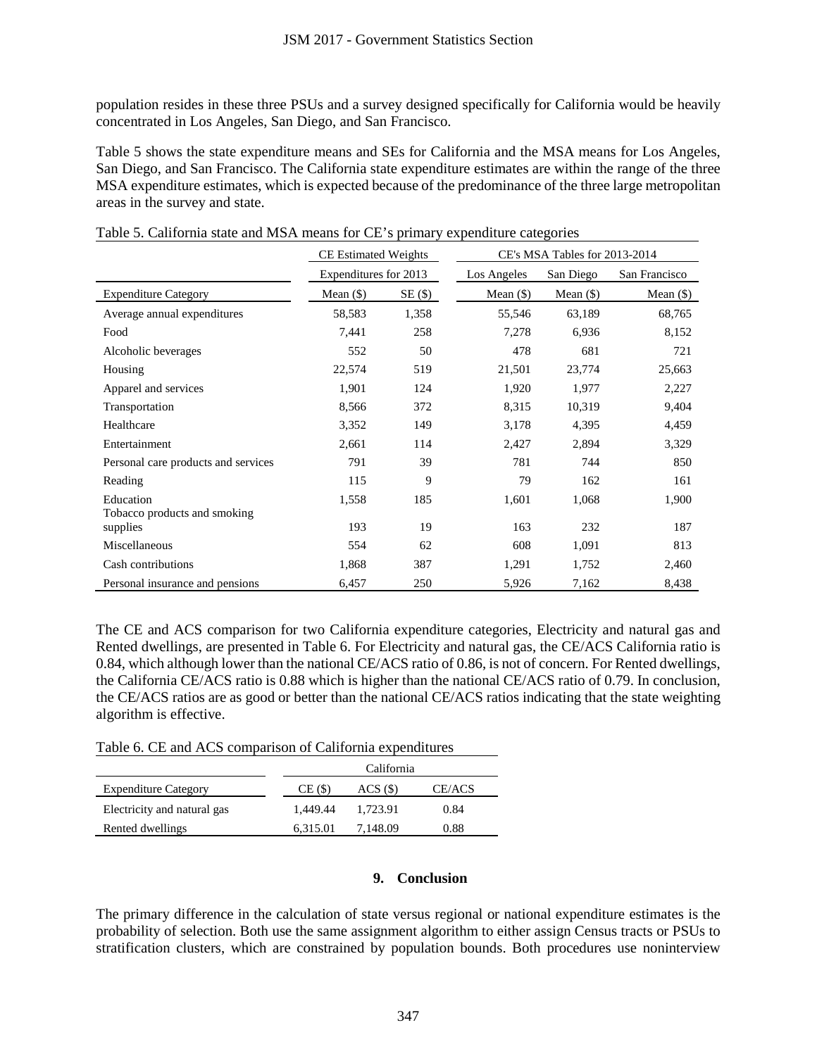population resides in these three PSUs and a survey designed specifically for California would be heavily concentrated in Los Angeles, San Diego, and San Francisco.

Table 5 shows the state expenditure means and SEs for California and the MSA means for Los Angeles, San Diego, and San Francisco. The California state expenditure estimates are within the range of the three MSA expenditure estimates, which is expected because of the predominance of the three large metropolitan areas in the survey and state.

Table 5. California state and MSA means for CE's primary expenditure categories

| | CE Estimated Weights | | CE's MSA Tables for 2013-2014 | | |
|---|---|---|---|---|---|
| | Expenditures for 2013 | | Los Angeles | San Diego | San Francisco |
| Expenditure Category | Mean ($) | SE ($) | Mean ($) | Mean ($) | Mean ($) |
| Average annual expenditures | 58,583 | 1,358 | 55,546 | 63,189 | 68,765 |
| Food | 7,441 | 258 | 7,278 | 6,936 | 8,152 |
| Alcoholic beverages | 552 | 50 | 478 | 681 | 721 |
| Housing | 22,574 | 519 | 21,501 | 23,774 | 25,663 |
| Apparel and services | 1,901 | 124 | 1,920 | 1,977 | 2,227 |
| Transportation | 8,566 | 372 | 8,315 | 10,319 | 9,404 |
| Healthcare | 3,352 | 149 | 3,178 | 4,395 | 4,459 |
| Entertainment | 2,661 | 114 | 2,427 | 2,894 | 3,329 |
| Personal care products and services | 791 | 39 | 781 | 744 | 850 |
| Reading | 115 | 9 | 79 | 162 | 161 |
| Education | 1,558 | 185 | 1,601 | 1,068 | 1,900 |
| Tobacco products and smoking supplies | 193 | 19 | 163 | 232 | 187 |
| Miscellaneous | 554 | 62 | 608 | 1,091 | 813 |
| Cash contributions | 1,868 | 387 | 1,291 | 1,752 | 2,460 |
| Personal insurance and pensions | 6,457 | 250 | 5,926 | 7,162 | 8,438 |

The CE and ACS comparison for two California expenditure categories, Electricity and natural gas and Rented dwellings, are presented in Table 6. For Electricity and natural gas, the CE/ACS California ratio is 0.84, which although lower than the national CE/ACS ratio of 0.86, is not of concern. For Rented dwellings, the California CE/ACS ratio is 0.88 which is higher than the national CE/ACS ratio of 0.79. In conclusion, the CE/ACS ratios are as good or better than the national CE/ACS ratios indicating that the state weighting algorithm is effective.

Table 6. CE and ACS comparison of California expenditures

| | California | | |
|---|---|---|---|
| Expenditure Category | CE ($) | ACS ($) | CE/ACS |
| Electricity and natural gas | 1,449.44 | 1,723.91 | 0.84 |
| Rented dwellings | 6,315.01 | 7,148.09 | 0.88 |

## 9. Conclusion

The primary difference in the calculation of state versus regional or national expenditure estimates is the probability of selection. Both use the same assignment algorithm to either assign Census tracts or PSUs to stratification clusters, which are constrained by population bounds. Both procedures use noninterview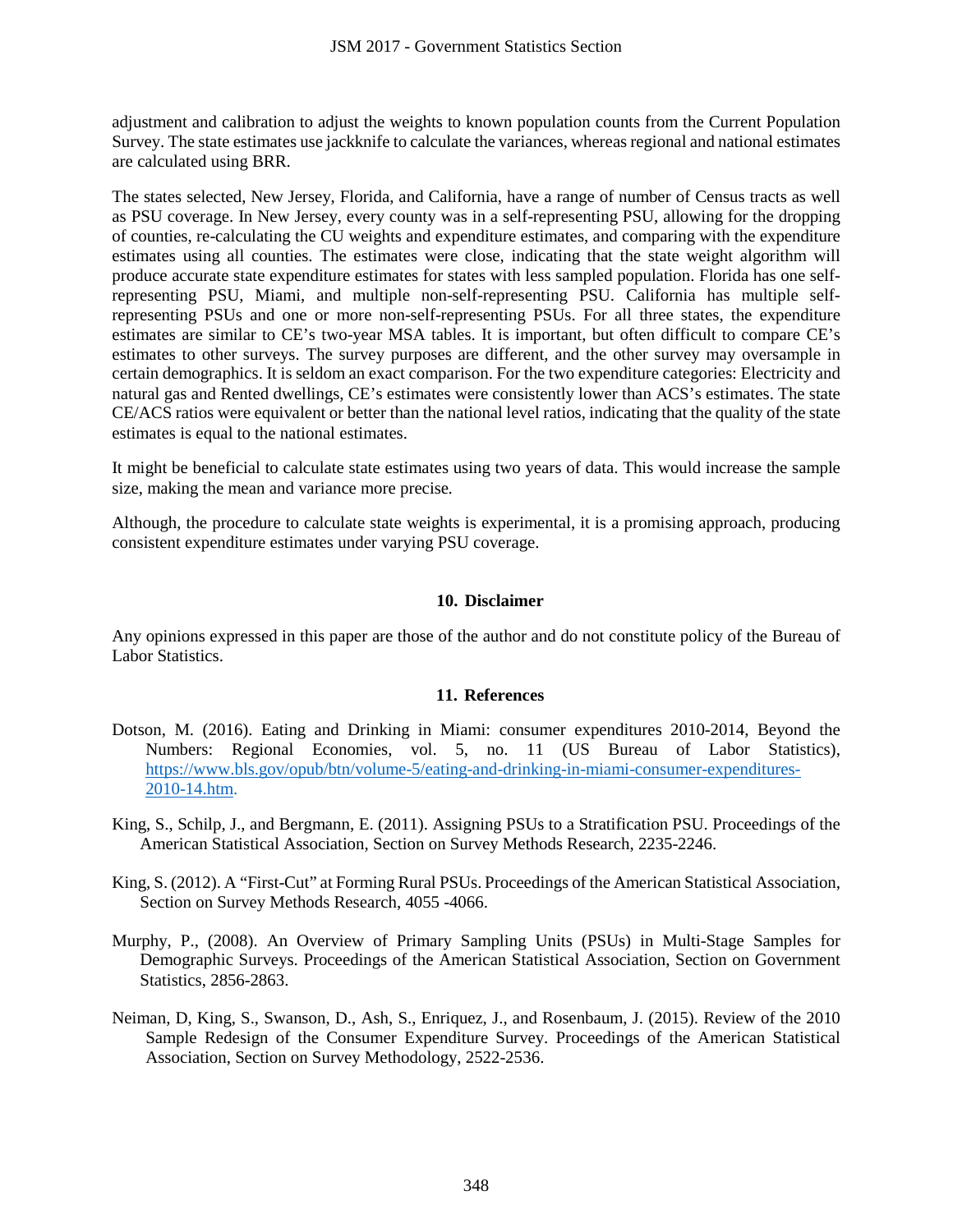adjustment and calibration to adjust the weights to known population counts from the Current Population Survey. The state estimates use jackknife to calculate the variances, whereas regional and national estimates are calculated using BRR.

The states selected, New Jersey, Florida, and California, have a range of number of Census tracts as well as PSU coverage. In New Jersey, every county was in a self-representing PSU, allowing for the dropping of counties, re-calculating the CU weights and expenditure estimates, and comparing with the expenditure estimates using all counties. The estimates were close, indicating that the state weight algorithm will produce accurate state expenditure estimates for states with less sampled population. Florida has one self-representing PSU, Miami, and multiple non-self-representing PSU. California has multiple self-representing PSUs and one or more non-self-representing PSUs. For all three states, the expenditure estimates are similar to CE's two-year MSA tables. It is important, but often difficult to compare CE's estimates to other surveys. The survey purposes are different, and the other survey may oversample in certain demographics. It is seldom an exact comparison. For the two expenditure categories: Electricity and natural gas and Rented dwellings, CE's estimates were consistently lower than ACS's estimates. The state CE/ACS ratios were equivalent or better than the national level ratios, indicating that the quality of the state estimates is equal to the national estimates.

It might be beneficial to calculate state estimates using two years of data. This would increase the sample size, making the mean and variance more precise.

Although, the procedure to calculate state weights is experimental, it is a promising approach, producing consistent expenditure estimates under varying PSU coverage.

## 10. Disclaimer

Any opinions expressed in this paper are those of the author and do not constitute policy of the Bureau of Labor Statistics.

## 11. References

Dotson, M. (2016). Eating and Drinking in Miami: consumer expenditures 2010-2014, Beyond the Numbers: Regional Economies, vol. 5, no. 11 (US Bureau of Labor Statistics), https://www.bls.gov/opub/btn/volume-5/eating-and-drinking-in-miami-consumer-expenditures-2010-14.htm.

King, S., Schilp, J., and Bergmann, E. (2011). Assigning PSUs to a Stratification PSU. Proceedings of the American Statistical Association, Section on Survey Methods Research, 2235-2246.

King, S. (2012). A "First-Cut" at Forming Rural PSUs. Proceedings of the American Statistical Association, Section on Survey Methods Research, 4055 -4066.

Murphy, P., (2008). An Overview of Primary Sampling Units (PSUs) in Multi-Stage Samples for Demographic Surveys. Proceedings of the American Statistical Association, Section on Government Statistics, 2856-2863.

Neiman, D, King, S., Swanson, D., Ash, S., Enriquez, J., and Rosenbaum, J. (2015). Review of the 2010 Sample Redesign of the Consumer Expenditure Survey. Proceedings of the American Statistical Association, Section on Survey Methodology, 2522-2536.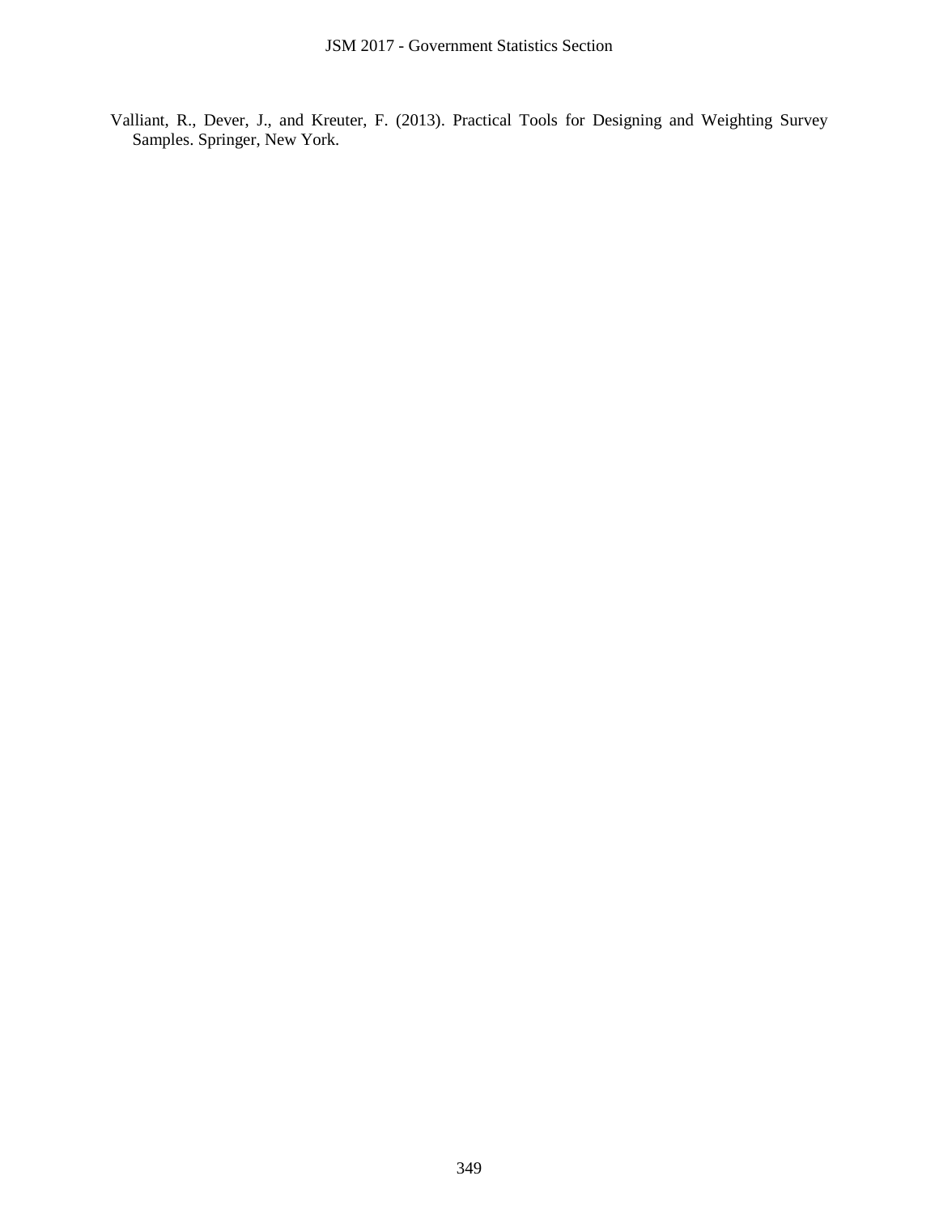Valliant, R., Dever, J., and Kreuter, F. (2013). Practical Tools for Designing and Weighting Survey Samples. Springer, New York.